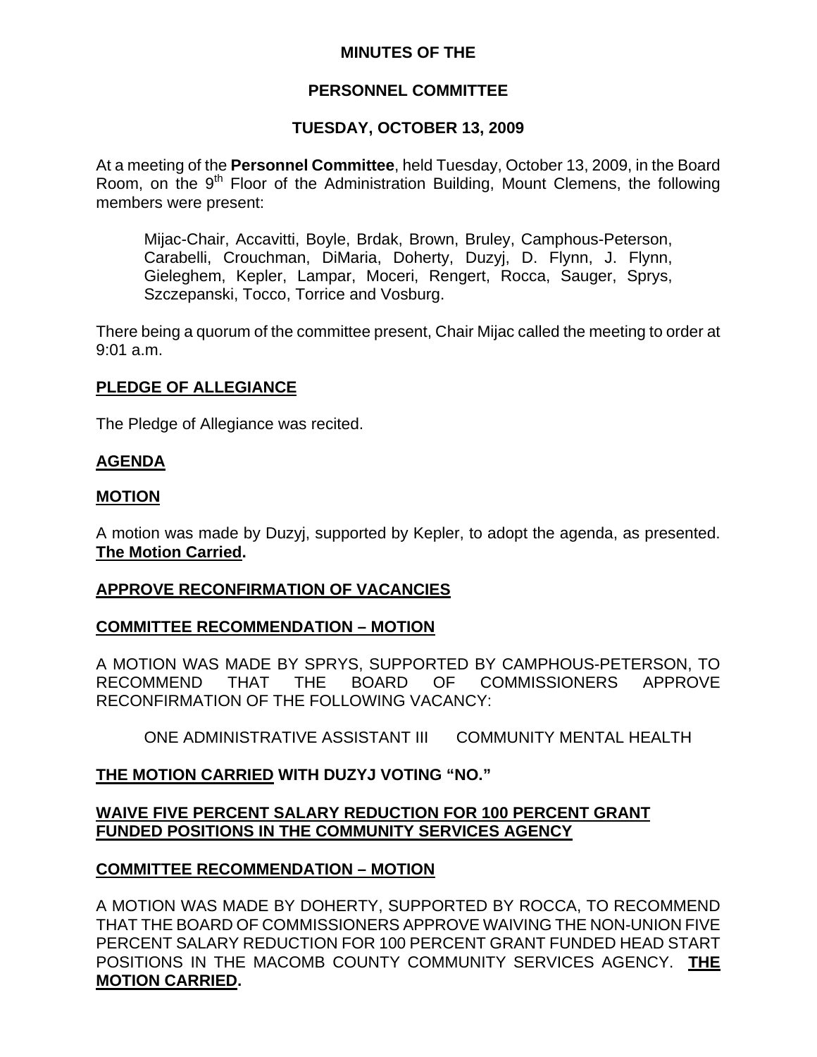**MINUTES OF THE**

**PERSONNEL COMMITTEE**

**TUESDAY, OCTOBER 13, 2009**

At a meeting of the **Personnel Committee**, held Tuesday, October 13, 2009, in the Board Room, on the 9th Floor of the Administration Building, Mount Clemens, the following members were present:

> Mijac-Chair, Accavitti, Boyle, Brdak, Brown, Bruley, Camphous-Peterson, Carabelli, Crouchman, DiMaria, Doherty, Duzyj, D. Flynn, J. Flynn, Gieleghem, Kepler, Lampar, Moceri, Rengert, Rocca, Sauger, Sprys, Szczepanski, Tocco, Torrice and Vosburg.

There being a quorum of the committee present, Chair Mijac called the meeting to order at 9:01 a.m.

**PLEDGE OF ALLEGIANCE**

The Pledge of Allegiance was recited.

**AGENDA**

**MOTION**

A motion was made by Duzyj, supported by Kepler, to adopt the agenda, as presented. **The Motion Carried.**

**APPROVE RECONFIRMATION OF VACANCIES**

**COMMITTEE RECOMMENDATION – MOTION**

A MOTION WAS MADE BY SPRYS, SUPPORTED BY CAMPHOUS-PETERSON, TO RECOMMEND THAT THE BOARD OF COMMISSIONERS APPROVE RECONFIRMATION OF THE FOLLOWING VACANCY:

> ONE ADMINISTRATIVE ASSISTANT III     COMMUNITY MENTAL HEALTH

**THE MOTION CARRIED WITH DUZYJ VOTING "NO."**

**WAIVE FIVE PERCENT SALARY REDUCTION FOR 100 PERCENT GRANT FUNDED POSITIONS IN THE COMMUNITY SERVICES AGENCY**

**COMMITTEE RECOMMENDATION – MOTION**

A MOTION WAS MADE BY DOHERTY, SUPPORTED BY ROCCA, TO RECOMMEND THAT THE BOARD OF COMMISSIONERS APPROVE WAIVING THE NON-UNION FIVE PERCENT SALARY REDUCTION FOR 100 PERCENT GRANT FUNDED HEAD START POSITIONS IN THE MACOMB COUNTY COMMUNITY SERVICES AGENCY. **THE MOTION CARRIED.**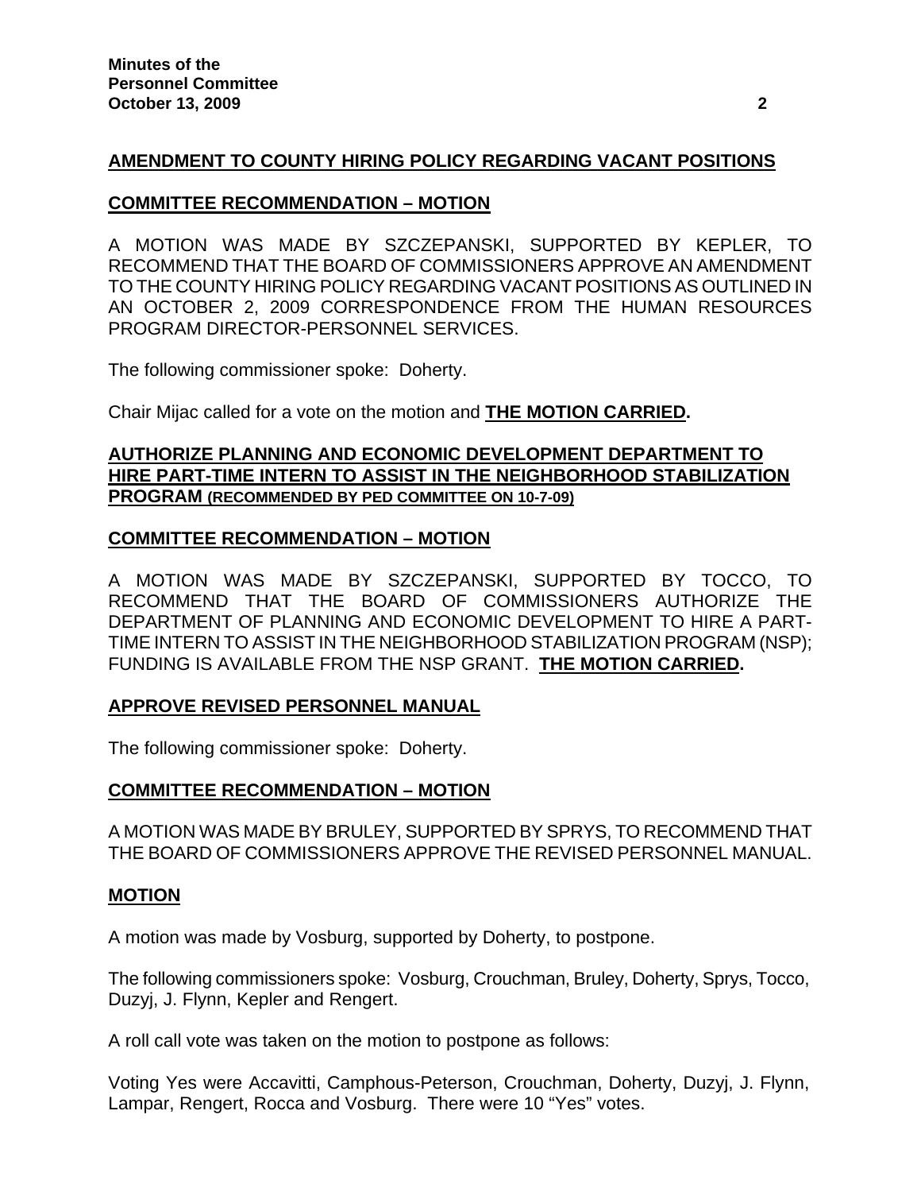## AMENDMENT TO COUNTY HIRING POLICY REGARDING VACANT POSITIONS

### COMMITTEE RECOMMENDATION – MOTION

A MOTION WAS MADE BY SZCZEPANSKI, SUPPORTED BY KEPLER, TO RECOMMEND THAT THE BOARD OF COMMISSIONERS APPROVE AN AMENDMENT TO THE COUNTY HIRING POLICY REGARDING VACANT POSITIONS AS OUTLINED IN AN OCTOBER 2, 2009 CORRESPONDENCE FROM THE HUMAN RESOURCES PROGRAM DIRECTOR-PERSONNEL SERVICES.

The following commissioner spoke: Doherty.

Chair Mijac called for a vote on the motion and **THE MOTION CARRIED.**

## AUTHORIZE PLANNING AND ECONOMIC DEVELOPMENT DEPARTMENT TO HIRE PART-TIME INTERN TO ASSIST IN THE NEIGHBORHOOD STABILIZATION PROGRAM (RECOMMENDED BY PED COMMITTEE ON 10-7-09)

### COMMITTEE RECOMMENDATION – MOTION

A MOTION WAS MADE BY SZCZEPANSKI, SUPPORTED BY TOCCO, TO RECOMMEND THAT THE BOARD OF COMMISSIONERS AUTHORIZE THE DEPARTMENT OF PLANNING AND ECONOMIC DEVELOPMENT TO HIRE A PART-TIME INTERN TO ASSIST IN THE NEIGHBORHOOD STABILIZATION PROGRAM (NSP); FUNDING IS AVAILABLE FROM THE NSP GRANT. **THE MOTION CARRIED.**

## APPROVE REVISED PERSONNEL MANUAL

The following commissioner spoke: Doherty.

### COMMITTEE RECOMMENDATION – MOTION

A MOTION WAS MADE BY BRULEY, SUPPORTED BY SPRYS, TO RECOMMEND THAT THE BOARD OF COMMISSIONERS APPROVE THE REVISED PERSONNEL MANUAL.

### MOTION

A motion was made by Vosburg, supported by Doherty, to postpone.

The following commissioners spoke: Vosburg, Crouchman, Bruley, Doherty, Sprys, Tocco, Duzyj, J. Flynn, Kepler and Rengert.

A roll call vote was taken on the motion to postpone as follows:

Voting Yes were Accavitti, Camphous-Peterson, Crouchman, Doherty, Duzyj, J. Flynn, Lampar, Rengert, Rocca and Vosburg. There were 10 "Yes" votes.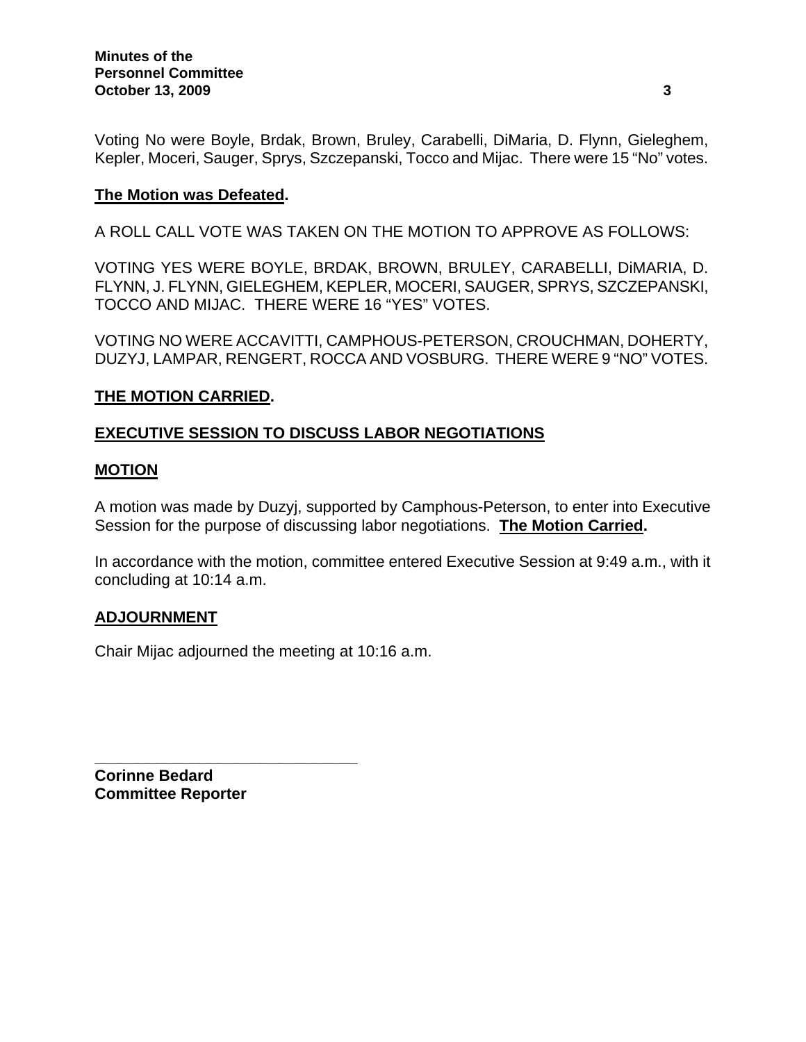Voting No were Boyle, Brdak, Brown, Bruley, Carabelli, DiMaria, D. Flynn, Gieleghem, Kepler, Moceri, Sauger, Sprys, Szczepanski, Tocco and Mijac. There were 15 "No" votes.

**The Motion was Defeated.**

A ROLL CALL VOTE WAS TAKEN ON THE MOTION TO APPROVE AS FOLLOWS:

VOTING YES WERE BOYLE, BRDAK, BROWN, BRULEY, CARABELLI, DiMARIA, D. FLYNN, J. FLYNN, GIELEGHEM, KEPLER, MOCERI, SAUGER, SPRYS, SZCZEPANSKI, TOCCO AND MIJAC. THERE WERE 16 "YES" VOTES.

VOTING NO WERE ACCAVITTI, CAMPHOUS-PETERSON, CROUCHMAN, DOHERTY, DUZYJ, LAMPAR, RENGERT, ROCCA AND VOSBURG. THERE WERE 9 "NO" VOTES.

**THE MOTION CARRIED.**

## EXECUTIVE SESSION TO DISCUSS LABOR NEGOTIATIONS

### MOTION

A motion was made by Duzyj, supported by Camphous-Peterson, to enter into Executive Session for the purpose of discussing labor negotiations. **The Motion Carried.**

In accordance with the motion, committee entered Executive Session at 9:49 a.m., with it concluding at 10:14 a.m.

## ADJOURNMENT

Chair Mijac adjourned the meeting at 10:16 a.m.

_______________________________

**Corinne Bedard**
**Committee Reporter**